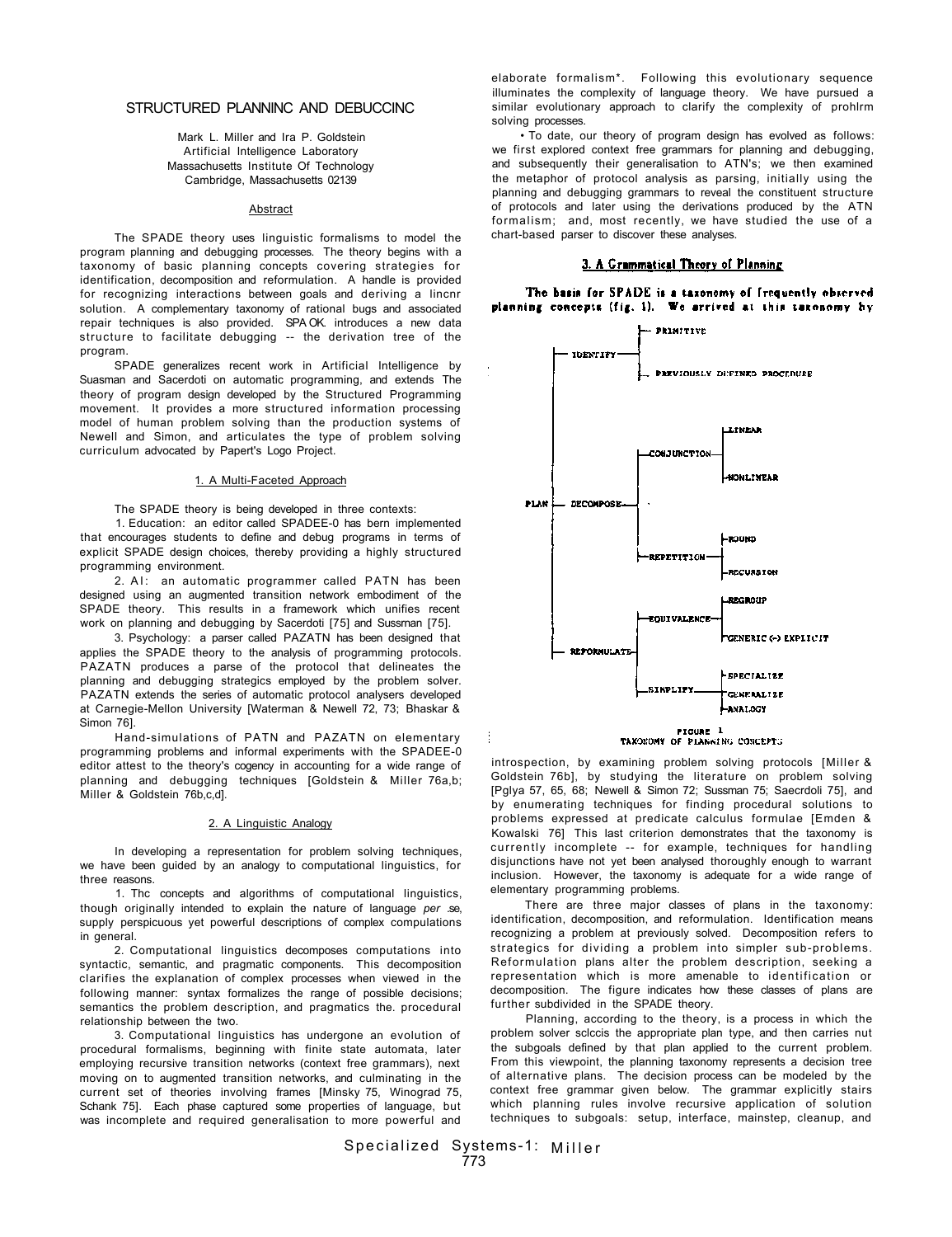# STRUCTURED PLANNINC AND DEBUCCINC

Mark L. Miller and Ira P. Goldstein
Artificial Intelligence Laboratory
Massachusetts Institute Of Technology
Cambridge, Massachusetts 02139

## Abstract

The SPADE theory uses linguistic formalisms to model the program planning and debugging processes. The theory begins with a taxonomy of basic planning concepts covering strategies for identification, decomposition and reformulation. A handle is provided for recognizing interactions between goals and deriving a lincnr solution. A complementary taxonomy of rational bugs and associated repair techniques is also provided. SPA OK. introduces a new data structure to facilitate debugging -- the derivation tree of the program.

SPADE generalizes recent work in Artificial Intelligence by Suasman and Sacerdoti on automatic programming, and extends The theory of program design developed by the Structured Programming movement. It provides a more structured information processing model of human problem solving than the production systems of Newell and Simon, and articulates the type of problem solving curriculum advocated by Papert's Logo Project.

## 1. A Multi-Faceted Approach

The SPADE theory is being developed in three contexts:

1. Education: an editor called SPADEE-0 has bern implemented that encourages students to define and debug programs in terms of explicit SPADE design choices, thereby providing a highly structured programming environment.

2. AI: an automatic programmer called PATN has been designed using an augmented transition network embodiment of the SPADE theory. This results in a framework which unifies recent work on planning and debugging by Sacerdoti [75] and Sussman [75].

3. Psychology: a parser called PAZATN has been designed that applies the SPADE theory to the analysis of programming protocols. PAZATN produces a parse of the protocol that delineates the planning and debugging strategics employed by the problem solver. PAZATN extends the series of automatic protocol analysers developed at Carnegie-Mellon University [Waterman & Newell 72, 73; Bhaskar & Simon 76].

Hand-simulations of PATN and PAZATN on elementary programming problems and informal experiments with the SPADEE-0 editor attest to the theory's cogency in accounting for a wide range of planning and debugging techniques [Goldstein & Miller 76a,b; Miller & Goldstein 76b,c,d].

## 2. A Linguistic Analogy

In developing a representation for problem solving techniques, we have been guided by an analogy to computational linguistics, for three reasons.

1. Thc concepts and algorithms of computational linguistics, though originally intended to explain the nature of language *per .se*, supply perspicuous yet powerful descriptions of complex computations in general.

2. Computational linguistics decomposes computations into syntactic, semantic, and pragmatic components. This decomposition clarifies the explanation of complex processes when viewed in the following manner: syntax formalizes the range of possible decisions; semantics the problem description, and pragmatics the. procedural relationship between the two.

3. Computational linguistics has undergone an evolution of procedural formalisms, beginning with finite state automata, later employing recursive transition networks (context free grammars), next moving on to augmented transition networks, and culminating in the current set of theories involving frames [Minsky 75, Winograd 75, Schank 75]. Each phase captured some properties of language, but was incomplete and required generalisation to more powerful and elaborate formalism*. Following this evolutionary sequence illuminates the complexity of language theory. We have pursued a similar evolutionary approach to clarify the complexity of prohlrm solving processes.

• To date, our theory of program design has evolved as follows: we first explored context free grammars for planning and debugging, and subsequently their generalisation to ATN's; we then examined the metaphor of protocol analysis as parsing, initially using the planning and debugging grammars to reveal the constituent structure of protocols and later using the derivations produced by the ATN formalism; and, most recently, we have studied the use of a chart-based parser to discover these analyses.

## 3. A Grammatical Theory of Planning

The basis for SPADE is a taxonomy of frequently observed planning concepts (fig. 1). We arrived at this taxonomy by

```
PLAN
├── IDENTIFY
│   ├── PRIMITIVE
│   └── PREVIOUSLY DEFINED PROCEDURE
├── DECOMPOSE
│   ├── CONJUNCTION
│   │   ├── LINEAR
│   │   └── NONLINEAR
│   └── REPETITION
│       ├── ROUND
│       └── RECURSION
└── REFORMULATE
    ├── EQUIVALENCE
    │   ├── REGROUP
    │   └── GENERIC (-) EXPLICIT
    └── SIMPLIFY
        ├── SPECIALIZE
        ├── GENERALIZE
        └── ANALOGY
```

FIGURE 1
TAXONOMY OF PLANNING CONCEPTS

introspection, by examining problem solving protocols [Miller & Goldstein 76b], by studying the literature on problem solving [Pglya 57, 65, 68; Newell & Simon 72; Sussman 75; Saecrdoli 75], and by enumerating techniques for finding procedural solutions to problems expressed at predicate calculus formulae [Emden & Kowalski 76] This last criterion demonstrates that the taxonomy is currently incomplete -- for example, techniques for handling disjunctions have not yet been analysed thoroughly enough to warrant inclusion. However, the taxonomy is adequate for a wide range of elementary programming problems.

There are three major classes of plans in the taxonomy: identification, decomposition, and reformulation. Identification means recognizing a problem at previously solved. Decomposition refers to strategics for dividing a problem into simpler sub-problems. Reformulation plans alter the problem description, seeking a representation which is more amenable to identification or decomposition. The figure indicates how these classes of plans are further subdivided in the SPADE theory.

Planning, according to the theory, is a process in which the problem solver sclccis the appropriate plan type, and then carries nut the subgoals defined by that plan applied to the current problem. From this viewpoint, the planning taxonomy represents a decision tree of alternative plans. The decision process can be modeled by the context free grammar given below. The grammar explicitly stairs which planning rules involve recursive application of solution techniques to subgoals: setup, interface, mainstep, cleanup, and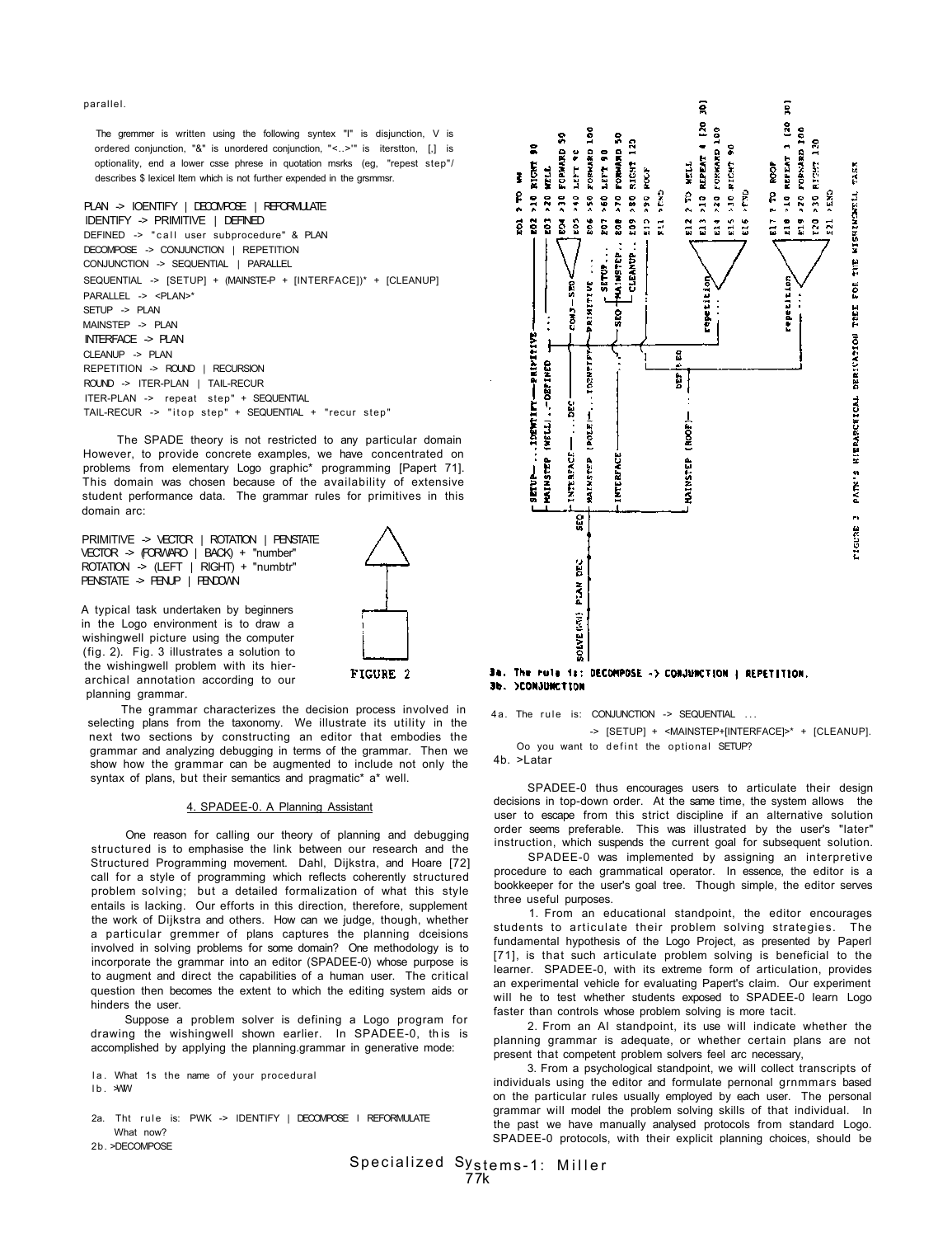parallel.

The gremmer is written using the following syntex "I" is disjunction, V is ordered conjunction, "&" is unordered conjunction, "<..>'" is iterstton, [,] is optionality, end a lower csse phrese in quotation msrks (eg, "repest step"/ describes $ lexicel Item which is not further expended in the grsmmsr.

```
PLAN -> IOENTIFY | DECOMPOSE | REFORMULATE
IDENTIFY -> PRIMITIVE | DEFINED
DEFINED -> "call user subprocedure" & PLAN
DECOMPOSE -> CONJUNCTION | REPETITION
CONJUNCTION -> SEQUENTIAL | PARALLEL
SEQUENTIAL -> [SETUP] + (MAINSTE-P + [INTERFACE])* + [CLEANUP]
PARALLEL -> <PLAN>*
SETUP -> PLAN
MAINSTEP -> PLAN
INTERFACE -> PLAN
CLEANUP -> PLAN
REPETITION -> ROUND | RECURSION
ROUND -> ITER-PLAN | TAIL-RECUR
ITER-PLAN -> repeat step" + SEQUENTIAL
TAIL-RECUR -> "itop step" + SEQUENTIAL + "recur step"
```

The SPADE theory is not restricted to any particular domain However, to provide concrete examples, we have concentrated on problems from elementary Logo graphic* programming [Papert 71]. This domain was chosen because of the availability of extensive student performance data. The grammar rules for primitives in this domain arc:

```
PRIMITIVE -> VECTOR | ROTATION | PENSTATE
VECTOR -> (FORWARO | BACK) + "number"
ROTATION -> (LEFT | RIGHT) + "numbtr"
PENSTATE -> PENUP | PENDOWN
```

A typical task undertaken by beginners in the Logo environment is to draw a wishingwell picture using the computer (fig. 2). Fig. 3 illustrates a solution to the wishingwell problem with its hierarchical annotation according to our planning grammar.

FIGURE 2

The grammar characterizes the decision process involved in selecting plans from the taxonomy. We illustrate its utility in the next two sections by constructing an editor that embodies the grammar and analyzing debugging in terms of the grammar. Then we show how the grammar can be augmented to include not only the syntax of plans, but their semantics and pragmatic* a* well.

## 4. SPADEE-0. A Planning Assistant

One reason for calling our theory of planning and debugging structured is to emphasise the link between our research and the Structured Programming movement. Dahl, Dijkstra, and Hoare [72] call for a style of programming which reflects coherently structured problem solving; but a detailed formalization of what this style entails is lacking. Our efforts in this direction, therefore, supplement the work of Dijkstra and others. How can we judge, though, whether a particular gremmer of plans captures the planning dceisions involved in solving problems for some domain? One methodology is to incorporate the grammar into an editor (SPADEE-0) whose purpose is to augment and direct the capabilities of a human user. The critical question then becomes the extent to which the editing system aids or hinders the user.

Suppose a problem solver is defining a Logo program for drawing the wishingwell shown earlier. In SPADEE-0, this is accomplished by applying the planning.grammar in generative mode:

1a. What 1s the name of your procedural
1b. >WW

2a. Tht rule is: PWK -> IDENTIFY | DECOMPOSE I REFORMULATE
What now?
2b. >DECOMPOSE

```
E01 ? TO WW
E02 >10 RIGHT 90
E03 >20 WELL
E04 >30 FORWARD 50
E05 >40 LEFT 90
E06 >50 FORWARD 100
E07 >60 LEFT 90
E08 >70 FORWARD 50
E09 >80 RIGHT 120
E10 >90 ROOF
E11 >END

E12 ? TO WELL
E13 >10 REPEAT 4 [20 30]
E14 >20 FORWARD 100
E15 >30 RIGHT 90
E16 >END

E17 ? TO ROOF
E18 >10 REPEAT 3 [20 30]
E19 >20 FORWARD 100
E20 >30 RIGHT 120
E21 >END
```

FIGURE 3 PATH'S HIERARCHICAL DERIVATION TREE FOR THE WISHINGWELL TASK

3a. The rule is: DECOMPOSE -> CONJUNCTION | REPETITION.
3b. >CONJUNCTION

4a. The rule is: CONJUNCTION -> SEQUENTIAL ...
-> [SETUP] + <MAINSTEP+[INTERFACE]>* + [CLEANUP].
Oo you want to defint the optional SETUP?
4b. >Latar

SPADEE-0 thus encourages users to articulate their design decisions in top-down order. At the same time, the system allows the user to escape from this strict discipline if an alternative solution order seems preferable. This was illustrated by the user's "later" instruction, which suspends the current goal for subsequent solution.

SPADEE-0 was implemented by assigning an interpretive procedure to each grammatical operator. In essence, the editor is a bookkeeper for the user's goal tree. Though simple, the editor serves three useful purposes.

1. From an educational standpoint, the editor encourages students to articulate their problem solving strategies. The fundamental hypothesis of the Logo Project, as presented by Paperl [71], is that such articulate problem solving is beneficial to the learner. SPADEE-0, with its extreme form of articulation, provides an experimental vehicle for evaluating Papert's claim. Our experiment will he to test whether students exposed to SPADEE-0 learn Logo faster than controls whose problem solving is more tacit.

2. From an AI standpoint, its use will indicate whether the planning grammar is adequate, or whether certain plans are not present that competent problem solvers feel arc necessary,

3. From a psychological standpoint, we will collect transcripts of individuals using the editor and formulate pernonal grnmmars based on the particular rules usually employed by each user. The personal grammar will model the problem solving skills of that individual. In the past we have manually analysed protocols from standard Logo. SPADEE-0 protocols, with their explicit planning choices, should be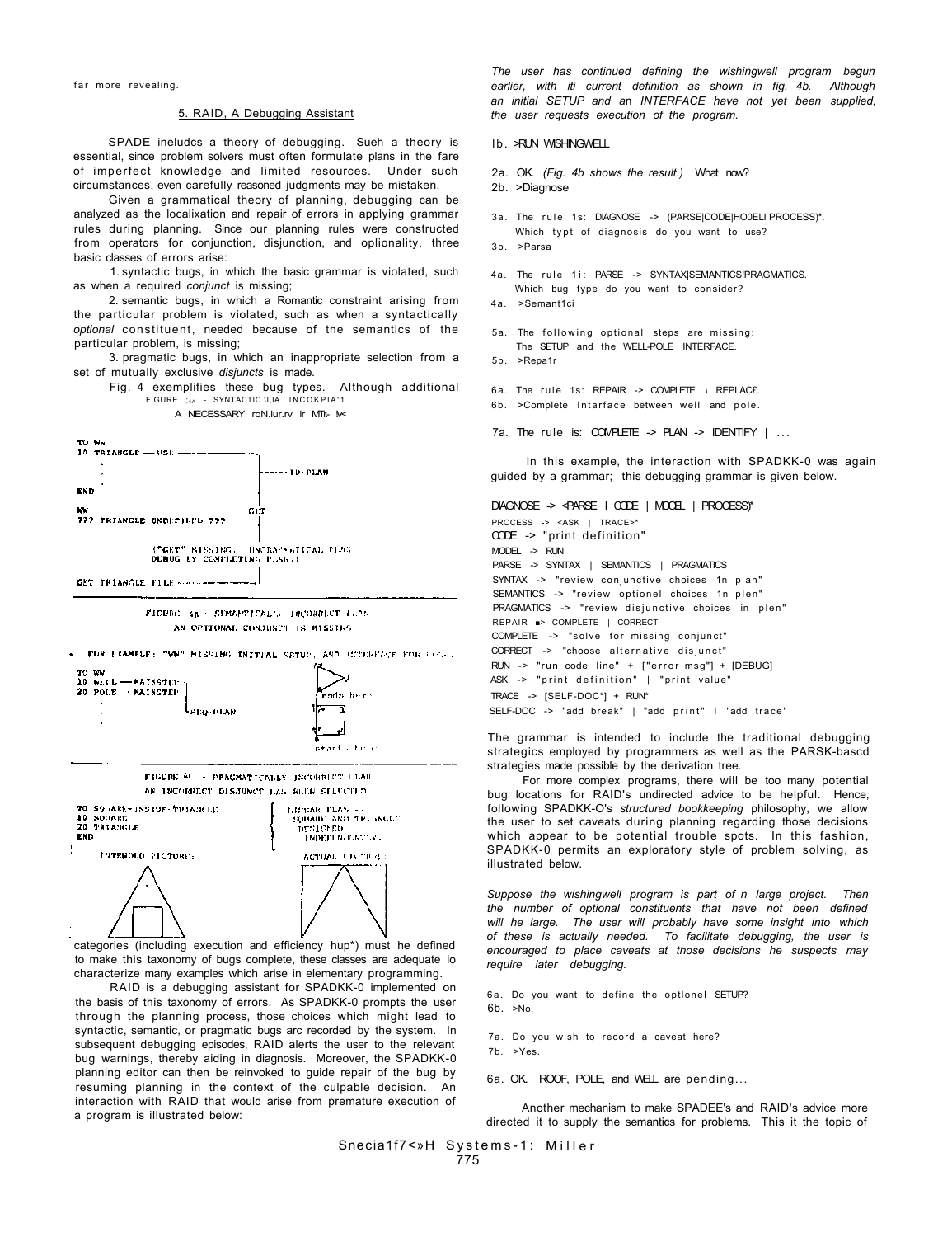far more revealing.

## 5. RAID, A Debugging Assistant

SPADE ineludcs a theory of debugging. Sueh a theory is essential, since problem solvers must often formulate plans in the fare of imperfect knowledge and limited resources. Under such circumstances, even carefully reasoned judgments may be mistaken.

Given a grammatical theory of planning, debugging can be analyzed as the localixation and repair of errors in applying grammar rules during planning. Since our planning rules were constructed from operators for conjunction, disjunction, and oplionality, three basic classes of errors arise:

1. syntactic bugs, in which the basic grammar is violated, such as when a required *conjunct* is missing;

2. semantic bugs, in which a Romantic constraint arising from the particular problem is violated, such as when a syntactically *optional* constituent, needed because of the semantics of the particular problem, is missing;

3. pragmatic bugs, in which an inappropriate selection from a set of mutually exclusive *disjuncts* is made.

Fig. 4 exemplifies these bug types. Although additional

FIGURE 4A - SYNTACTICALLY INCORRECT PLAN: A NECESSARY CONJUNCT IS MISSING

```
TO WW
10 TRIANGLE --USE -------
   .                    |
   .                    |----ID-PLAN
   .                    |
END                     |
                        |
WW                     GET
??? TRIANGLE UNDEFINED ???
                        |
        (*GET* MISSING.  UNGRAMMATICAL PLAN.
         DEBUG BY COMPLETING PLAN.)
                        |
GET TRIANGLE FILE ------|
```

FIGURE 4B - SEMANTICALLY INCORRECT PLAN: AN OPTIONAL CONJUNCT IS MISSING

* FOR EXAMPLE: "WW" MISSING INITIAL SETUP, AND INTERFACE FOR POLE.

```
TO WW
10 WELL -- MAINSTEP
20 POLE  - MAINSTEP
   .            |
   .            |SEQ-PLAN
```

(ends here / starts here)

FIGURE 4C - PRAGMATICALLY INCORRECT PLAN: AN INCORRECT DISJUNCT HAS BEEN SELECTED

```
TO SQUARE-INSIDE-TRIANGLE      { LINEAR PLAN --
10 SQUARE                      {  SQUARE AND TRIANGLE
20 TRIANGLE                    {  DESIGNED
END                            {  INDEPENDENTLY.
```

INTENDED PICTURE: &nbsp;&nbsp;&nbsp;&nbsp; ACTUAL PICTURE:

categories (including execution and efficiency hup*) must he defined to make this taxonomy of bugs complete, these classes are adequate lo characterize many examples which arise in elementary programming.

RAID is a debugging assistant for SPADKK-0 implemented on the basis of this taxonomy of errors. As SPADKK-0 prompts the user through the planning process, those choices which might lead to syntactic, semantic, or pragmatic bugs arc recorded by the system. In subsequent debugging episodes, RAID alerts the user to the relevant bug warnings, thereby aiding in diagnosis. Moreover, the SPADKK-0 planning editor can then be reinvoked to guide repair of the bug by resuming planning in the context of the culpable decision. An interaction with RAID that would arise from premature execution of a program is illustrated below:

*The user has continued defining the wishingwell program begun earlier, with iti current definition as shown in fig. 4b. Although an initial SETUP and an INTERFACE have not yet been supplied, the user requests execution of the program.*

1b. >RUN WISHINGWELL

2a. OK. *(Fig. 4b shows the result.)* What now?
2b. >Diagnose

3a. The rule 1s: DIAGNOSE -> (PARSE|CODE|HO0ELI PROCESS)*. Which typt of diagnosis do you want to use?
3b. >Parsa

4a. The rule 1i: PARSE -> SYNTAX|SEMANTICS!PRAGMATICS. Which bug type do you want to consider?
4a. >Semant1ci

5a. The following optional steps are missing: The SETUP and the WELL-POLE INTERFACE.
5b. >Repa1r

6a. The rule 1s: REPAIR -> COMPLETE \ REPLAC£.
6b. >Complete Intarface between well and pole.

7a. The rule is: COMPLETE -> PLAN -> IDENTIFY | ...

In this example, the interaction with SPADKK-0 was again guided by a grammar; this debugging grammar is given below.

```
DIAGNOSE -> <PARSE I CODE | MODEL | PROCESS)*
PROCESS -> <ASK | TRACE>*
CODE -> "print definition"
MODEL -> RUN
PARSE -> SYNTAX | SEMANTICS | PRAGMATICS
SYNTAX -> "review conjunctive choices 1n plan"
SEMANTICS -> "review optionel choices 1n plen"
PRAGMATICS -> "review disjunctive choices in plen"
REPAIR => COMPLETE | CORRECT
COMPLETE -> "solve for missing conjunct"
CORRECT -> "choose alternative disjunct"
RUN -> "run code line" + ["error msg"] + [DEBUG]
ASK -> "print definition" | "print value"
TRACE -> [SELF-DOC*] + RUN*
SELF-DOC -> "add break" | "add print" I "add trace"
```

The grammar is intended to include the traditional debugging strategics employed by programmers as well as the PARSK-bascd strategies made possible by the derivation tree.

For more complex programs, there will be too many potential bug locations for RAID's undirected advice to be helpful. Hence, following SPADKK-O's *structured bookkeeping* philosophy, we allow the user to set caveats during planning regarding those decisions which appear to be potential trouble spots. In this fashion, SPADKK-0 permits an exploratory style of problem solving, as illustrated below.

*Suppose the wishingwell program is part of n large project. Then the number of optional constituents that have not been defined will he large. The user will probably have some insight into which of these is actually needed. To facilitate debugging, the user is encouraged to place caveats at those decisions he suspects may require later debugging.*

6a. Do you want to define the optlonel SETUP?
6b. >No.

7a. Do you wish to record a caveat here?
7b. >Yes.

6a. OK. ROOF, POLE, and WELL are pending...

Another mechanism to make SPADEE's and RAID's advice more directed it to supply the semantics for problems. This it the topic of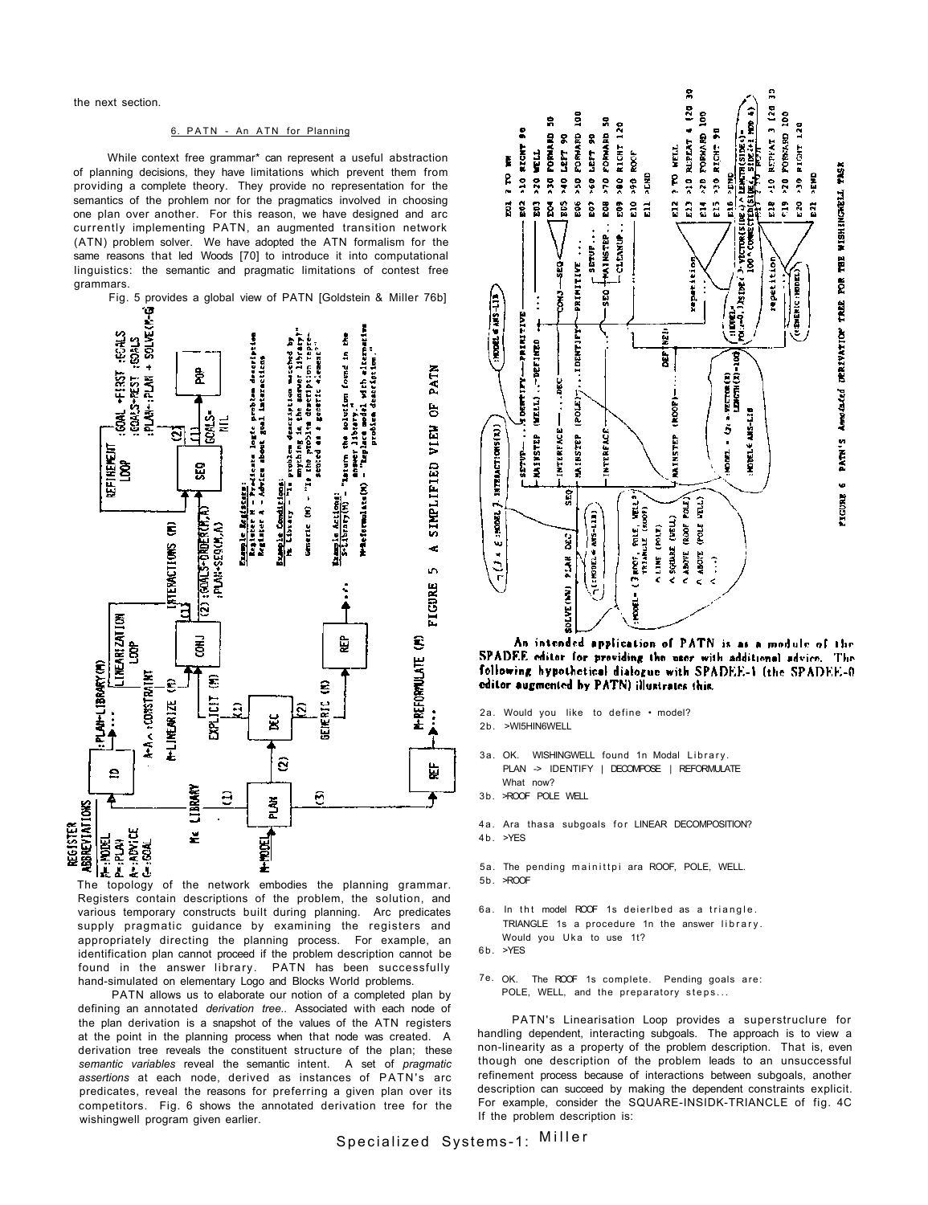the next section.

### 6. PATN - An ATN for Planning

While context free grammar* can represent a useful abstraction of planning decisions, they have limitations which prevent them from providing a complete theory. They provide no representation for the semantics of the prohlem nor for the pragmatics involved in choosing one plan over another. For this reason, we have designed and arc currently implementing PATN, an augmented transition network (ATN) problem solver. We have adopted the ATN formalism for the same reasons that led Woods [70] to introduce it into computational linguistics: the semantic and pragmatic limitations of contest free grammars.

Fig. 5 provides a global view of PATN [Goldstein & Miller 76b]

FIGURE 5 A SIMPLIFIED VIEW OF PATN

The topology of the network embodies the planning grammar. Registers contain descriptions of the problem, the solution, and various temporary constructs built during planning. Arc predicates supply pragmatic guidance by examining the registers and appropriately directing the planning process. For example, an identification plan cannot proceed if the problem description cannot be found in the answer library. PATN has been successfully hand-simulated on elementary Logo and Blocks World problems.

PATN allows us to elaborate our notion of a completed plan by defining an annotated *derivation tree.*. Associated with each node of the plan derivation is a snapshot of the values of the ATN registers at the point in the planning process when that node was created. A derivation tree reveals the constituent structure of the plan; these *semantic variables* reveal the semantic intent. A set of *pragmatic assertions* at each node, derived as instances of PATN's arc predicates, reveal the reasons for preferring a given plan over its competitors. Fig. 6 shows the annotated derivation tree for the wishingwell program given earlier.

FIGURE 6 PATN'S *Annotated* DERIVATION TREE FOR THE WISHINGWELL TASK

**An intended application of PATN is as a module of the SPADEE editor for providing the user with additional advice. The following hypothetical dialogue with SPADEE-1 (the SPADEE-0 editor augmented by PATN) illustrates this.**

2a. Would you like to define • model?
2b. >WI5HIN6WELL

3a. OK. WISHINGWELL found 1n Modal Library.
PLAN -> IDENTIFY | DECOMPOSE | REFORMULATE
What now?
3b. >ROOF POLE WELL

4a. Ara thasa subgoals for LINEAR DECOMPOSITION?
4b. >YES

5a. The pending mainittpi ara ROOF, POLE, WELL.
5b. >ROOF

6a. In tht model ROOF 1s deierlbed as a triangle. TRIANGLE 1s a procedure 1n the answer library. Would you Uka to use 1t?
6b. >YES

7e. OK. The ROOF 1s complete. Pending goals are: POLE, WELL, and the preparatory steps...

PATN's Linearisation Loop provides a superstrucIure for handling dependent, interacting subgoals. The approach is to view a non-linearity as a property of the problem description. That is, even though one description of the problem leads to an unsuccessful refinement process because of interactions between subgoals, another description can succeed by making the dependent constraints explicit. For example, consider the SQUARE-INSIDK-TRIANCLE of fig. 4C If the problem description is: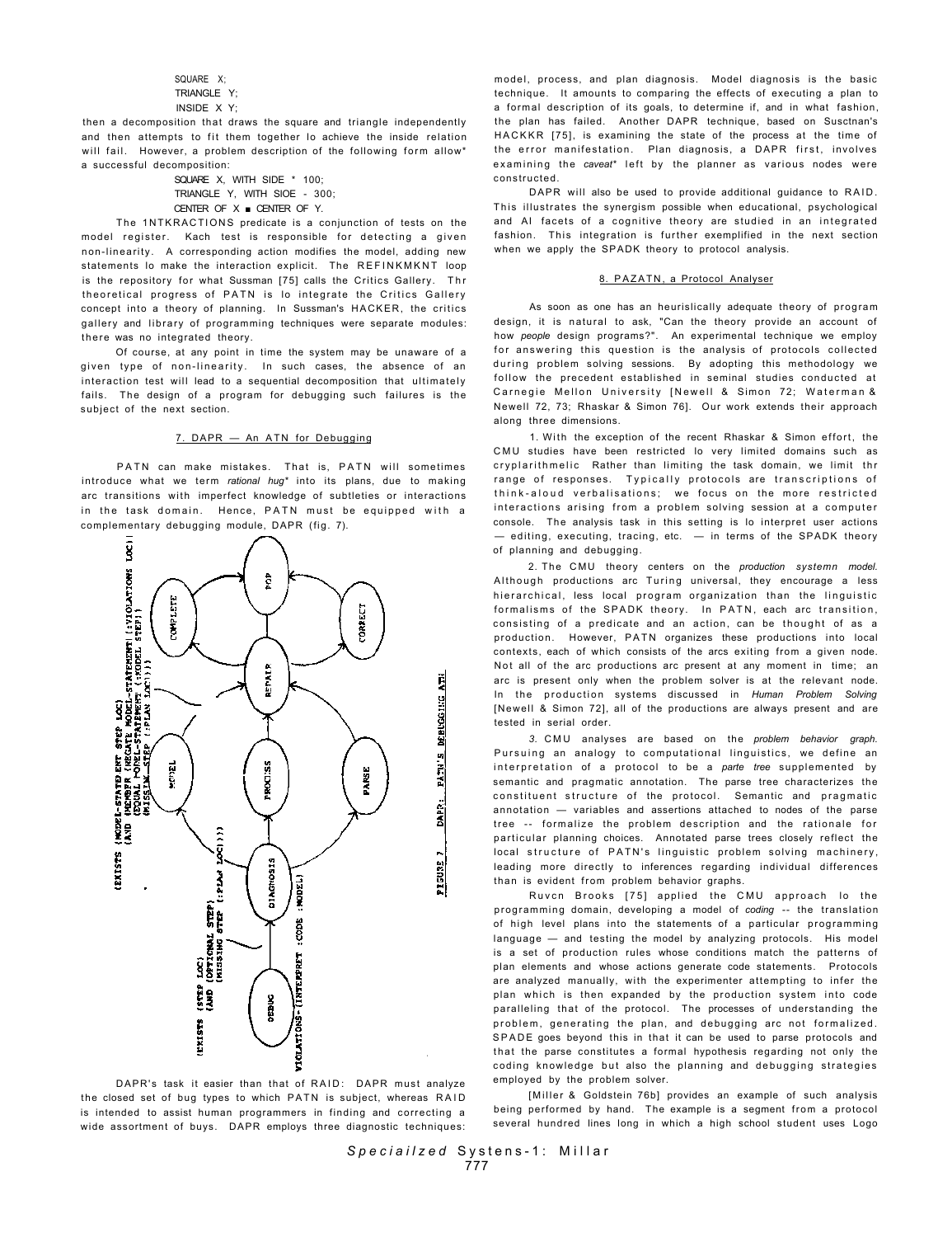SQUARE X;
TRIANGLE Y;
INSIDE X Y;

then a decomposition that draws the square and triangle independently and then attempts to fit them together lo achieve the inside relation will fail. However, a problem description of the following form allow* a successful decomposition:

SQUARE X, WITH SIDE * 100;
TRIANGLE Y, WITH SIOE - 300;
CENTER OF X ■ CENTER OF Y.

The 1NTKRACTIONS predicate is a conjunction of tests on the model register. Kach test is responsible for detecting a given non-linearity. A corresponding action modifies the model, adding new statements lo make the interaction explicit. The REFINKMKNT loop is the repository for what Sussman [75] calls the Critics Gallery. Thr theoretical progress of PATN is lo integrate the Critics Gallery concept into a theory of planning. In Sussman's HACKER, the critics gallery and library of programming techniques were separate modules: there was no integrated theory.

Of course, at any point in time the system may be unaware of a given type of non-linearity. In such cases, the absence of an interaction test will lead to a sequential decomposition that ultimately fails. The design of a program for debugging such failures is the subject of the next section.

## 7. DAPR — An ATN for Debugging

PATN can make mistakes. That is, PATN will sometimes introduce what we term *rational hug** into its plans, due to making arc transitions with imperfect knowledge of subtleties or interactions in the task domain. Hence, PATN must be equipped with a complementary debugging module, DAPR (fig. 7).

FIGURE 7 DAPR: PATN'S DEBUGGING ATN

DAPR's task it easier than that of RAID: DAPR must analyze the closed set of bug types to which PATN is subject, whereas RAID is intended to assist human programmers in finding and correcting a wide assortment of buys. DAPR employs three diagnostic techniques: model, process, and plan diagnosis. Model diagnosis is the basic technique. It amounts to comparing the effects of executing a plan to a formal description of its goals, to determine if, and in what fashion, the plan has failed. Another DAPR technique, based on Susctnan's HACKKR [75], is examining the state of the process at the time of the error manifestation. Plan diagnosis, a DAPR first, involves examining the *caveat** left by the planner as various nodes were constructed.

DAPR will also be used to provide additional guidance to RAID. This illustrates the synergism possible when educational, psychological and AI facets of a cognitive theory are studied in an integrated fashion. This integration is further exemplified in the next section when we apply the SPADK theory to protocol analysis.

## 8. PAZATN, a Protocol Analyser

As soon as one has an heurislically adequate theory of program design, it is natural to ask, "Can the theory provide an account of how *people* design programs?". An experimental technique we employ for answering this question is the analysis of protocols collected during problem solving sessions. By adopting this methodology we follow the precedent established in seminal studies conducted at Carnegie Mellon University [Newell & Simon 72; Waterman & Newell 72, 73; Rhaskar & Simon 76]. Our work extends their approach along three dimensions.

1. With the exception of the recent Rhaskar & Simon effort, the CMU studies have been restricted lo very limited domains such as cryplarithmelic Rather than limiting the task domain, we limit thr range of responses. Typically protocols are transcriptions of think-aloud verbalisations; we focus on the more restricted interactions arising from a problem solving session at a computer console. The analysis task in this setting is lo interpret user actions — editing, executing, tracing, etc. — in terms of the SPADK theory of planning and debugging.

2. The CMU theory centers on the *production systemn model.* Although productions arc Turing universal, they encourage a less hierarchical, less local program organization than the linguistic formalisms of the SPADK theory. In PATN, each arc transition, consisting of a predicate and an action, can be thought of as a production. However, PATN organizes these productions into local contexts, each of which consists of the arcs exiting from a given node. Not all of the arc productions arc present at any moment in time; an arc is present only when the problem solver is at the relevant node. In the production systems discussed in *Human Problem Solving* [Newell & Simon 72], all of the productions are always present and are tested in serial order.

*3.* CMU analyses are based on the *problem behavior graph.* Pursuing an analogy to computational linguistics, we define an interpretation of a protocol to be a *parte tree* supplemented by semantic and pragmatic annotation. The parse tree characterizes the constituent structure of the protocol. Semantic and pragmatic annotation — variables and assertions attached to nodes of the parse tree -- formalize the problem description and the rationale for particular planning choices. Annotated parse trees closely reflect the local structure of PATN's linguistic problem solving machinery, leading more directly to inferences regarding individual differences than is evident from problem behavior graphs.

Ruvcn Brooks [75] applied the CMU approach lo the programming domain, developing a model of *coding* -- the translation of high level plans into the statements of a particular programming language — and testing the model by analyzing protocols. His model is a set of production rules whose conditions match the patterns of plan elements and whose actions generate code statements. Protocols are analyzed manually, with the experimenter attempting to infer the plan which is then expanded by the production system into code paralleling that of the protocol. The processes of understanding the problem, generating the plan, and debugging arc not formalized. SPADE goes beyond this in that it can be used to parse protocols and that the parse constitutes a formal hypothesis regarding not only the coding knowledge but also the planning and debugging strategies employed by the problem solver.

[Miller & Goldstein 76b] provides an example of such analysis being performed by hand. The example is a segment from a protocol several hundred lines long in which a high school student uses Logo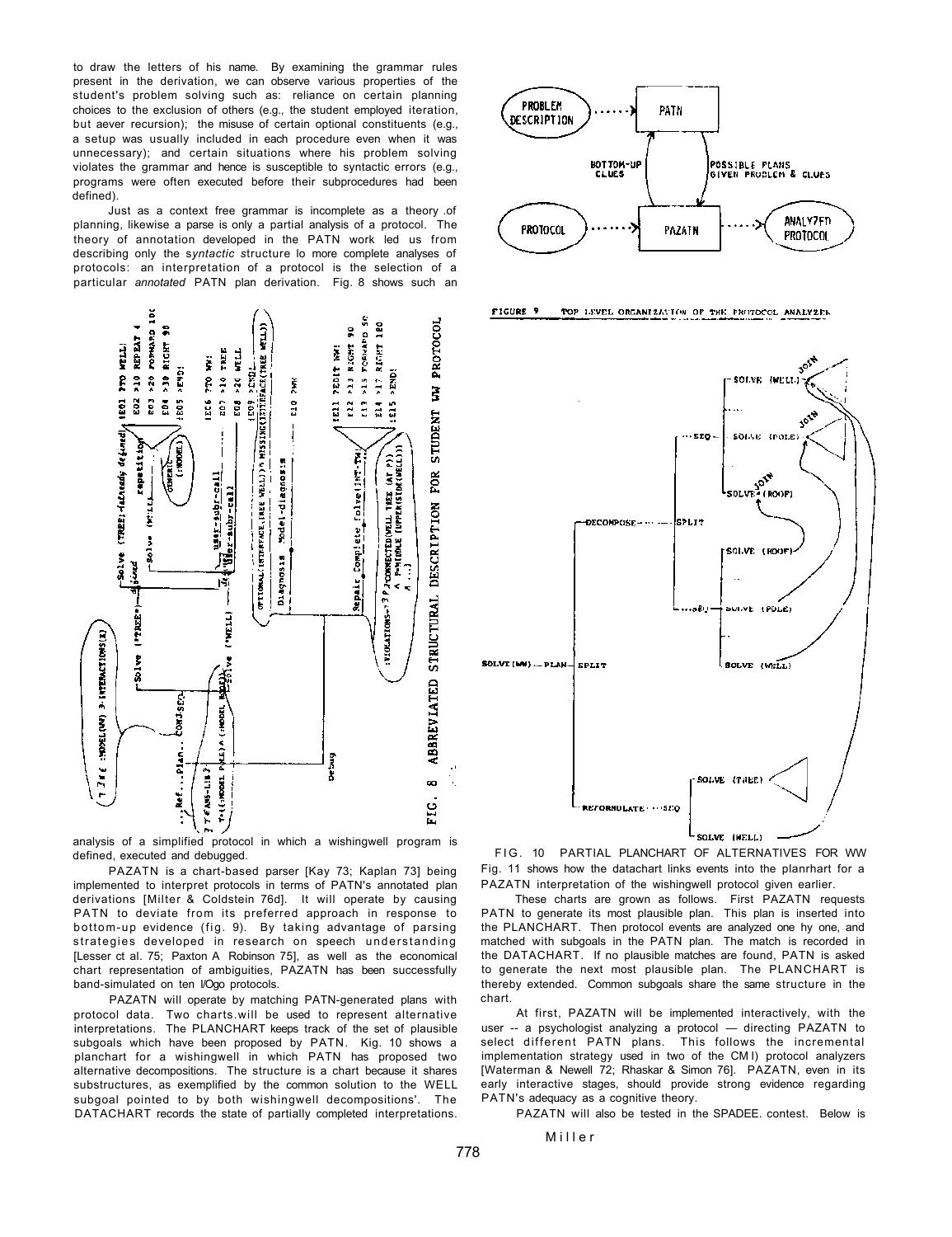to draw the letters of his name. By examining the grammar rules present in the derivation, we can observe various properties of the student's problem solving such as: reliance on certain planning choices to the exclusion of others (e.g., the student employed iteration, but aever recursion); the misuse of certain optional constituents (e.g., a setup was usually included in each procedure even when it was unnecessary); and certain situations where his problem solving violates the grammar and hence is susceptible to syntactic errors (e.g., programs were often executed before their subprocedures had been defined).

Just as a context free grammar is incomplete as a theory .of planning, likewise a parse is only a partial analysis of a protocol. The theory of annotation developed in the PATN work led us from describing only the *syntactic* structure lo more complete analyses of protocols: an interpretation of a protocol is the selection of a particular *annotated* PATN plan derivation. Fig. 8 shows such an analysis of a simplified protocol in which a wishingwell program is defined, executed and debugged.

FIG. 8 ABBREVIATED STRUCTURAL DESCRIPTION FOR STUDENT WW PROTOCOL

PAZATN is a chart-based parser [Kay 73; Kaplan 73] being implemented to interpret protocols in terms of PATN's annotated plan derivations [Milter & Coldstein 76d]. It will operate by causing PATN to deviate from its preferred approach in response to bottom-up evidence (fig. 9). By taking advantage of parsing strategies developed in research on speech understanding [Lesser ct al. 75; Paxton A Robinson 75], as well as the economical chart representation of ambiguities, PAZATN has been successfully band-simulated on ten l/Ogo protocols.

PAZATN will operate by matching PATN-generated plans with protocol data. Two charts.will be used to represent alternative interpretations. The PLANCHART keeps track of the set of plausible subgoals which have been proposed by PATN. Kig. 10 shows a planchart for a wishingwell in which PATN has proposed two alternative decompositions. The structure is a chart because it shares substructures, as exemplified by the common solution to the WELL subgoal pointed to by both wishingwell decompositions'. The DATACHART records the state of partially completed interpretations.

FIGURE 9 TOP LEVEL ORGANIZATION OF THE PROTOCOL ANALYZER

FIG. 10 PARTIAL PLANCHART OF ALTERNATIVES FOR WW

Fig. 11 shows how the datachart links events into the planrhart for a PAZATN interpretation of the wishingwell protocol given earlier.

These charts are grown as follows. First PAZATN requests PATN to generate its most plausible plan. This plan is inserted into the PLANCHART. Then protocol events are analyzed one hy one, and matched with subgoals in the PATN plan. The match is recorded in the DATACHART. If no plausible matches are found, PATN is asked to generate the next most plausible plan. The PLANCHART is thereby extended. Common subgoals share the same structure in the chart.

At first, PAZATN will be implemented interactively, with the user -- a psychologist analyzing a protocol — directing PAZATN to select different PATN plans. This follows the incremental implementation strategy used in two of the CMI) protocol analyzers [Waterman & Newell 72; Rhaskar & Simon 76]. PAZATN, even in its early interactive stages, should provide strong evidence regarding PATN's adequacy as a cognitive theory.

PAZATN will also be tested in the SPADEE. contest. Below is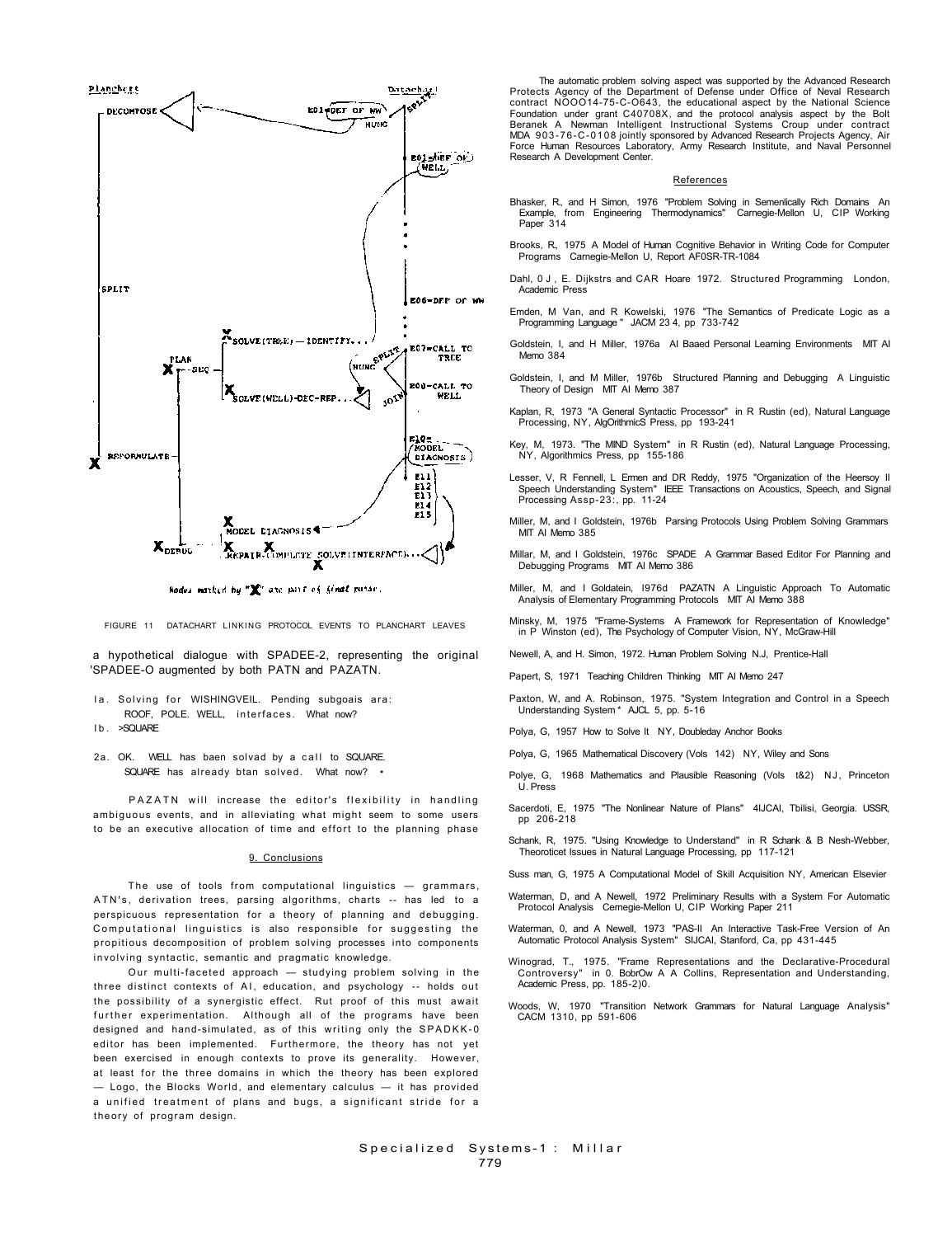Planchart

Datachart

DECOMPOSE

E01=DEF OF WW

HUNG

SPLIT

E02=DEF OF WELL

SPLIT

E06=DEF OF WW

SOLVE(TREE) — IDENTIFY...

PLAN

SEQ

E07=CALL TO TREE

HUNG

SPLIT

SOLVE(WELL)-DEC-REP...

E08=CALL TO WELL

JOIN

REFORMULATE

E10=MODEL DIAGNOSIS

E11
E12
E13
E14
E15

MODEL DIAGNOSIS

DEBUG

REPAIR-COMPLETE SOLVE(INTERFACE)...

Nodes marked by "X" are part of final parse.

FIGURE 11 DATACHART LINKING PROTOCOL EVENTS TO PLANCHART LEAVES

a hypothetical dialogue with SPADEE-2, representing the original 'SPADEE-O augmented by both PATN and PAZATN.

1a. Solving for WISHINGVEIL. Pending subgoais ara: ROOF, POLE. WELL, interfaces. What now?
1b. >SQUARE

2a. OK. WELL has baen solvad by a call to SQUARE. SQUARE has already btan solved. What now? •

PAZATN will increase the editor's flexibility in handling ambiguous events, and in alleviating what might seem to some users to be an executive allocation of time and effort to the planning phase

## 9. Conclusions

The use of tools from computational linguistics — grammars, ATN's, derivation trees, parsing algorithms, charts -- has led to a perspicuous representation for a theory of planning and debugging. Computational linguistics is also responsible for suggesting the propitious decomposition of problem solving processes into components involving syntactic, semantic and pragmatic knowledge.

Our multi-faceted approach — studying problem solving in the three distinct contexts of AI, education, and psychology -- holds out the possibility of a synergistic effect. Rut proof of this must await further experimentation. Although all of the programs have been designed and hand-simulated, as of this writing only the SPADKK-0 editor has been implemented. Furthermore, the theory has not yet been exercised in enough contexts to prove its generality. However, at least for the three domains in which the theory has been explored — Logo, the Blocks World, and elementary calculus — it has provided a unified treatment of plans and bugs, a significant stride for a theory of program design.

The automatic problem solving aspect was supported by the Advanced Research Protects Agency of the Department of Defense under Office of Neval Research contract NOOO14-75-C-O643, the educational aspect by the National Science Foundation under grant C40708X, and the protocol analysis aspect by the Bolt Beranek A Newman Intelligent Instructional Systems Croup under contract MDA 903-76-C-0108 jointly sponsored by Advanced Research Projects Agency, Air Force Human Resources Laboratory, Army Research Institute, and Naval Personnel Research A Development Center.

## References

Bhasker, R., and H Simon, 1976 "Problem Solving in Semenlically Rich Domains An Example, from Engineering Thermodynamics" Carnegie-Mellon U, CIP Working Paper 314

Brooks, R., 1975 A Model of Human Cognitive Behavior in Writing Code for Computer Programs Carnegie-Mellon U, Report AF0SR-TR-1084

Dahl, 0 J , E. Dijkstrs and CAR Hoare 1972. Structured Programming London, Academic Press

Emden, M Van, and R Kowelski, 1976 "The Semantics of Predicate Logic as a Programming Language " JACM 23 4, pp 733-742

Goldstein, I, and H Miller, 1976a AI Baaed Personal Learning Environments MIT AI Memo 384

Goldstein, I, and M Miller, 1976b Structured Planning and Debugging A Linguistic Theory of Design MIT AI Memo 387

Kaplan, R, 1973 "A General Syntactic Processor" in R Rustin (ed), Natural Language Processing, NY, AlgOrithmicS Press, pp 193-241

Key, M, 1973. "The MIND System" in R Rustin (ed), Natural Language Processing, NY, Algorithmics Press, pp 155-186

Lesser, V, R Fennell, L Ermen and DR Reddy, 1975 "Organization of the Heersoy II Speech Understanding System" IEEE Transactions on Acoustics, Speech, and Signal Processing Assp-23:, pp. 11-24

Miller, M, and I Goldstein, 1976b Parsing Protocols Using Problem Solving Grammars MIT AI Memo 385

Millar, M, and I Goldstein, 1976c SPADE A Grammar Based Editor For Planning and Debugging Programs MIT AI Memo 386

Miller, M, and I Goldatein, I976d PAZATN A Linguistic Approach To Automatic Analysis of Elementary Programming Protocols MIT AI Memo 388

Minsky, M, 1975 "Frame-Systems A Framework for Representation of Knowledge" in P Winston (ed), The Psychology of Computer Vision, NY, McGraw-Hill

Newell, A, and H. Simon, 1972. Human Problem Solving N.J, Prentice-Hall

Papert, S, 1971 Teaching Children Thinking MIT AI Memo 247

Paxton, W, and A. Robinson, 1975. "System Integration and Control in a Speech Understanding System " AJCL 5, pp. 5-16

Polya, G, 1957 How to Solve It NY, Doubleday Anchor Books

Polya, G, 1965 Mathematical Discovery (Vols 142) NY, Wiley and Sons

Polye, G, 1968 Mathematics and Plausible Reasoning (Vols t&2) NJ, Princeton U. Press

Sacerdoti, E, 1975 "The Nonlinear Nature of Plans" 4IJCAI, Tbilisi, Georgia. USSR, pp 206-218

Schank, R, 1975. "Using Knowledge to Understand" in R Schank & B Nesh-Webber, Theoroticet Issues in Natural Language Processing, pp 117-121

Suss man, G, 1975 A Computational Model of Skill Acquisition NY, American Elsevier

Waterman, D, and A Newell, 1972 Preliminary Results with a System For Automatic Protocol Analysis Cemegie-Mellon U, CIP Working Paper 211

Waterman, 0, and A Newell, 1973 "PAS-II An Interactive Task-Free Version of An Automatic Protocol Analysis System" SIJCAI, Stanford, Ca, pp 431-445

Winograd, T., 1975. "Frame Representations and the Declarative-Procedural Controversy" in 0. BobrOw A A Collins, Representation and Understanding, Academic Press, pp. 185-2)0.

Woods, W, 1970 "Transition Network Grammars for Natural Language Analysis" CACM 1310, pp 591-606